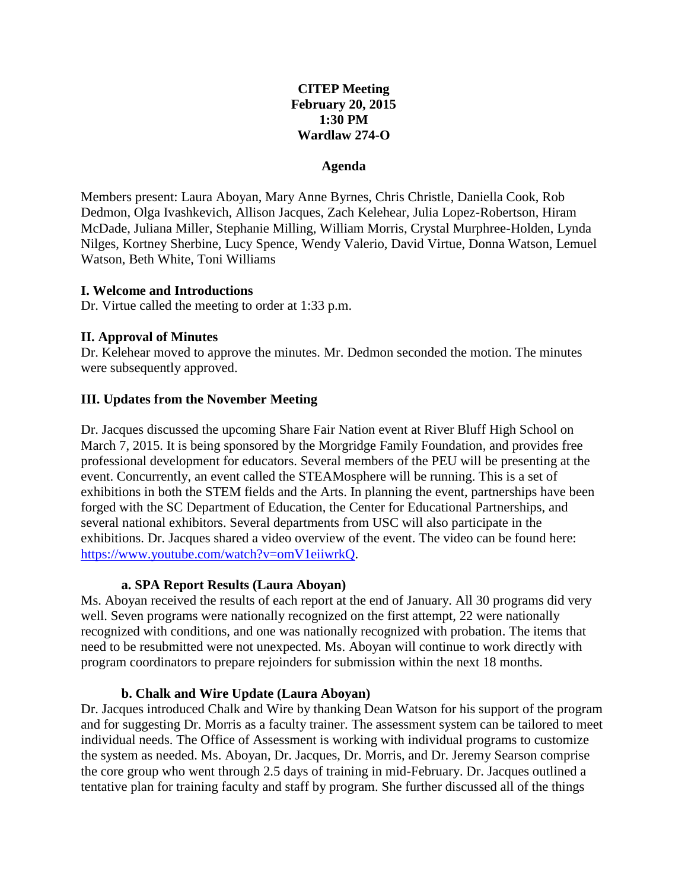**CITEP Meeting**
**February 20, 2015**
**1:30 PM**
**Wardlaw 274-O**

**Agenda**

Members present: Laura Aboyan, Mary Anne Byrnes, Chris Christle, Daniella Cook, Rob Dedmon, Olga Ivashkevich, Allison Jacques, Zach Kelehear, Julia Lopez-Robertson, Hiram McDade, Juliana Miller, Stephanie Milling, William Morris, Crystal Murphree-Holden, Lynda Nilges, Kortney Sherbine, Lucy Spence, Wendy Valerio, David Virtue, Donna Watson, Lemuel Watson, Beth White, Toni Williams

### I. Welcome and Introductions

Dr. Virtue called the meeting to order at 1:33 p.m.

### II. Approval of Minutes

Dr. Kelehear moved to approve the minutes. Mr. Dedmon seconded the motion. The minutes were subsequently approved.

### III. Updates from the November Meeting

Dr. Jacques discussed the upcoming Share Fair Nation event at River Bluff High School on March 7, 2015. It is being sponsored by the Morgridge Family Foundation, and provides free professional development for educators. Several members of the PEU will be presenting at the event. Concurrently, an event called the STEAMosphere will be running. This is a set of exhibitions in both the STEM fields and the Arts. In planning the event, partnerships have been forged with the SC Department of Education, the Center for Educational Partnerships, and several national exhibitors. Several departments from USC will also participate in the exhibitions. Dr. Jacques shared a video overview of the event. The video can be found here: https://www.youtube.com/watch?v=omV1eiiwrkQ.

#### a. SPA Report Results (Laura Aboyan)

Ms. Aboyan received the results of each report at the end of January. All 30 programs did very well. Seven programs were nationally recognized on the first attempt, 22 were nationally recognized with conditions, and one was nationally recognized with probation. The items that need to be resubmitted were not unexpected. Ms. Aboyan will continue to work directly with program coordinators to prepare rejoinders for submission within the next 18 months.

#### b. Chalk and Wire Update (Laura Aboyan)

Dr. Jacques introduced Chalk and Wire by thanking Dean Watson for his support of the program and for suggesting Dr. Morris as a faculty trainer. The assessment system can be tailored to meet individual needs. The Office of Assessment is working with individual programs to customize the system as needed. Ms. Aboyan, Dr. Jacques, Dr. Morris, and Dr. Jeremy Searson comprise the core group who went through 2.5 days of training in mid-February. Dr. Jacques outlined a tentative plan for training faculty and staff by program. She further discussed all of the things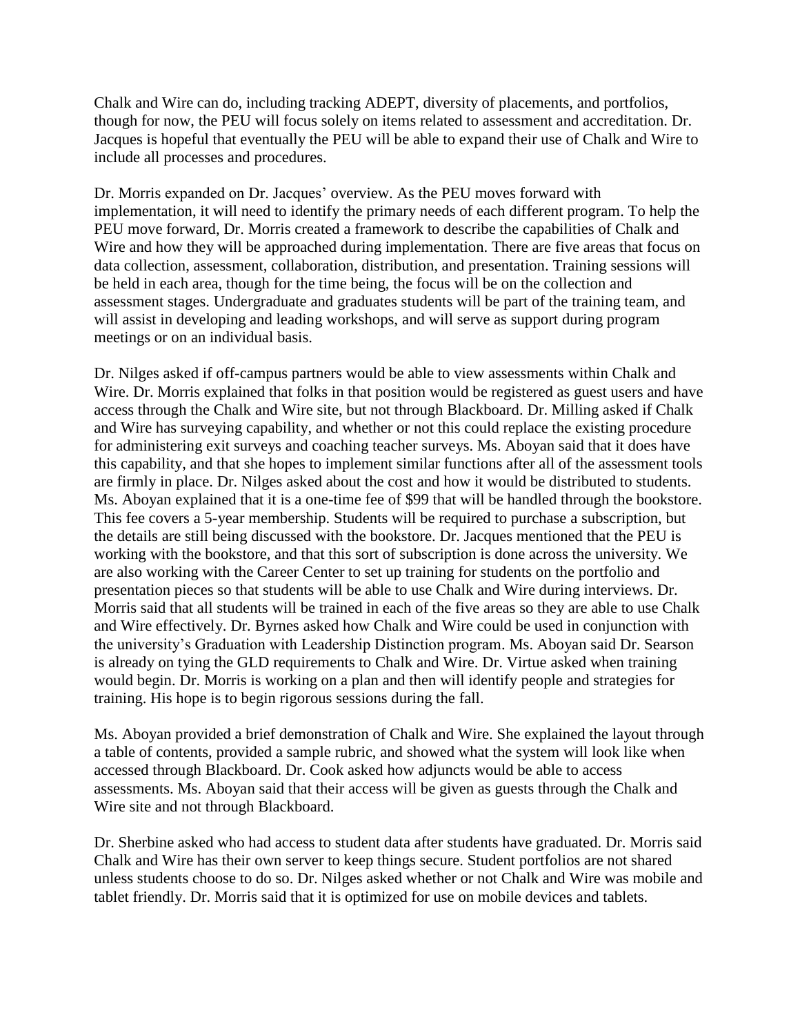Chalk and Wire can do, including tracking ADEPT, diversity of placements, and portfolios, though for now, the PEU will focus solely on items related to assessment and accreditation. Dr. Jacques is hopeful that eventually the PEU will be able to expand their use of Chalk and Wire to include all processes and procedures.

Dr. Morris expanded on Dr. Jacques' overview. As the PEU moves forward with implementation, it will need to identify the primary needs of each different program. To help the PEU move forward, Dr. Morris created a framework to describe the capabilities of Chalk and Wire and how they will be approached during implementation. There are five areas that focus on data collection, assessment, collaboration, distribution, and presentation. Training sessions will be held in each area, though for the time being, the focus will be on the collection and assessment stages. Undergraduate and graduates students will be part of the training team, and will assist in developing and leading workshops, and will serve as support during program meetings or on an individual basis.

Dr. Nilges asked if off-campus partners would be able to view assessments within Chalk and Wire. Dr. Morris explained that folks in that position would be registered as guest users and have access through the Chalk and Wire site, but not through Blackboard. Dr. Milling asked if Chalk and Wire has surveying capability, and whether or not this could replace the existing procedure for administering exit surveys and coaching teacher surveys. Ms. Aboyan said that it does have this capability, and that she hopes to implement similar functions after all of the assessment tools are firmly in place. Dr. Nilges asked about the cost and how it would be distributed to students. Ms. Aboyan explained that it is a one-time fee of $99 that will be handled through the bookstore. This fee covers a 5-year membership. Students will be required to purchase a subscription, but the details are still being discussed with the bookstore. Dr. Jacques mentioned that the PEU is working with the bookstore, and that this sort of subscription is done across the university. We are also working with the Career Center to set up training for students on the portfolio and presentation pieces so that students will be able to use Chalk and Wire during interviews. Dr. Morris said that all students will be trained in each of the five areas so they are able to use Chalk and Wire effectively. Dr. Byrnes asked how Chalk and Wire could be used in conjunction with the university's Graduation with Leadership Distinction program. Ms. Aboyan said Dr. Searson is already on tying the GLD requirements to Chalk and Wire. Dr. Virtue asked when training would begin. Dr. Morris is working on a plan and then will identify people and strategies for training. His hope is to begin rigorous sessions during the fall.

Ms. Aboyan provided a brief demonstration of Chalk and Wire. She explained the layout through a table of contents, provided a sample rubric, and showed what the system will look like when accessed through Blackboard. Dr. Cook asked how adjuncts would be able to access assessments. Ms. Aboyan said that their access will be given as guests through the Chalk and Wire site and not through Blackboard.

Dr. Sherbine asked who had access to student data after students have graduated. Dr. Morris said Chalk and Wire has their own server to keep things secure. Student portfolios are not shared unless students choose to do so. Dr. Nilges asked whether or not Chalk and Wire was mobile and tablet friendly. Dr. Morris said that it is optimized for use on mobile devices and tablets.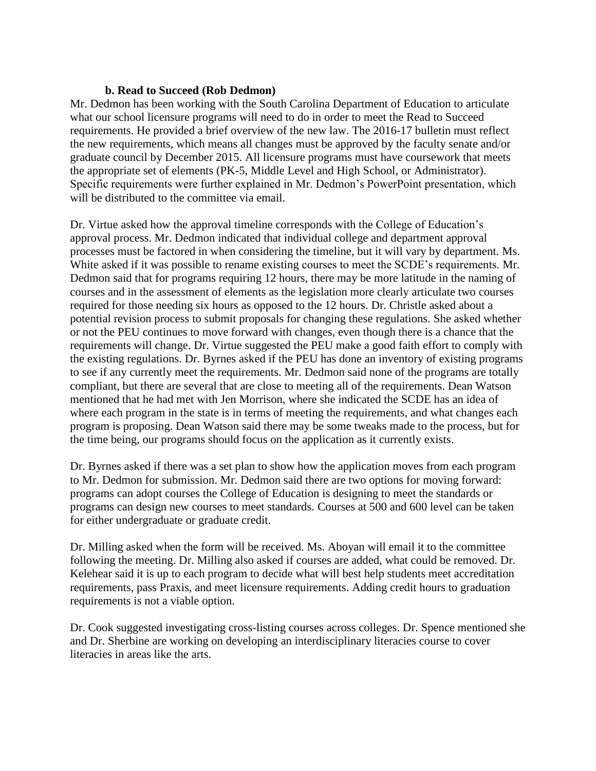### b. Read to Succeed (Rob Dedmon)

Mr. Dedmon has been working with the South Carolina Department of Education to articulate what our school licensure programs will need to do in order to meet the Read to Succeed requirements. He provided a brief overview of the new law. The 2016-17 bulletin must reflect the new requirements, which means all changes must be approved by the faculty senate and/or graduate council by December 2015. All licensure programs must have coursework that meets the appropriate set of elements (PK-5, Middle Level and High School, or Administrator). Specific requirements were further explained in Mr. Dedmon's PowerPoint presentation, which will be distributed to the committee via email.

Dr. Virtue asked how the approval timeline corresponds with the College of Education's approval process. Mr. Dedmon indicated that individual college and department approval processes must be factored in when considering the timeline, but it will vary by department. Ms. White asked if it was possible to rename existing courses to meet the SCDE's requirements. Mr. Dedmon said that for programs requiring 12 hours, there may be more latitude in the naming of courses and in the assessment of elements as the legislation more clearly articulate two courses required for those needing six hours as opposed to the 12 hours. Dr. Christle asked about a potential revision process to submit proposals for changing these regulations. She asked whether or not the PEU continues to move forward with changes, even though there is a chance that the requirements will change. Dr. Virtue suggested the PEU make a good faith effort to comply with the existing regulations. Dr. Byrnes asked if the PEU has done an inventory of existing programs to see if any currently meet the requirements. Mr. Dedmon said none of the programs are totally compliant, but there are several that are close to meeting all of the requirements. Dean Watson mentioned that he had met with Jen Morrison, where she indicated the SCDE has an idea of where each program in the state is in terms of meeting the requirements, and what changes each program is proposing. Dean Watson said there may be some tweaks made to the process, but for the time being, our programs should focus on the application as it currently exists.

Dr. Byrnes asked if there was a set plan to show how the application moves from each program to Mr. Dedmon for submission. Mr. Dedmon said there are two options for moving forward: programs can adopt courses the College of Education is designing to meet the standards or programs can design new courses to meet standards. Courses at 500 and 600 level can be taken for either undergraduate or graduate credit.

Dr. Milling asked when the form will be received. Ms. Aboyan will email it to the committee following the meeting. Dr. Milling also asked if courses are added, what could be removed. Dr. Kelehear said it is up to each program to decide what will best help students meet accreditation requirements, pass Praxis, and meet licensure requirements. Adding credit hours to graduation requirements is not a viable option.

Dr. Cook suggested investigating cross-listing courses across colleges. Dr. Spence mentioned she and Dr. Sherbine are working on developing an interdisciplinary literacies course to cover literacies in areas like the arts.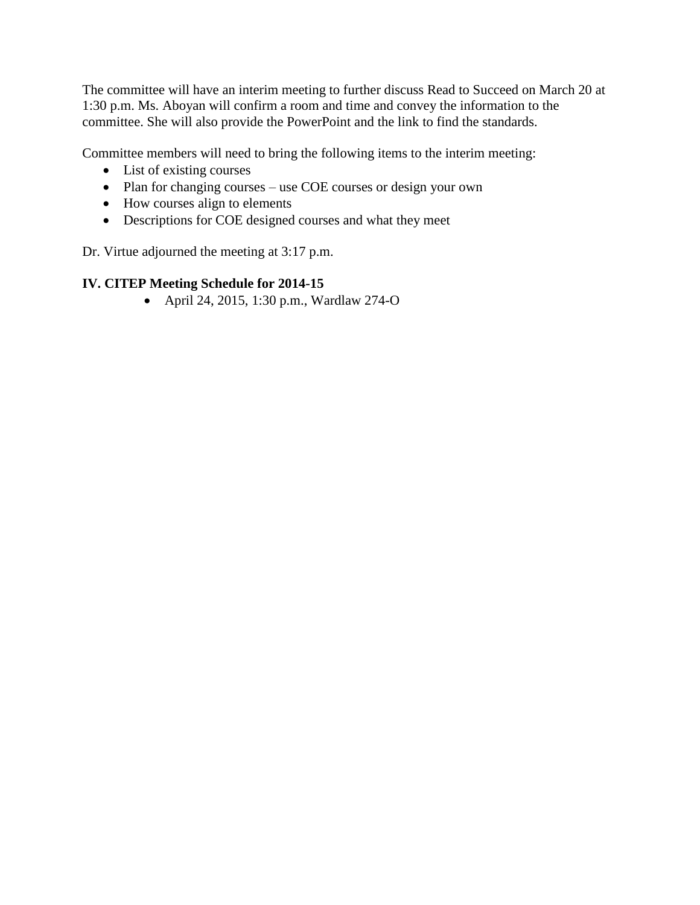The committee will have an interim meeting to further discuss Read to Succeed on March 20 at 1:30 p.m. Ms. Aboyan will confirm a room and time and convey the information to the committee. She will also provide the PowerPoint and the link to find the standards.

Committee members will need to bring the following items to the interim meeting:

- List of existing courses
- Plan for changing courses – use COE courses or design your own
- How courses align to elements
- Descriptions for COE designed courses and what they meet

Dr. Virtue adjourned the meeting at 3:17 p.m.

**IV. CITEP Meeting Schedule for 2014-15**

- April 24, 2015, 1:30 p.m., Wardlaw 274-O